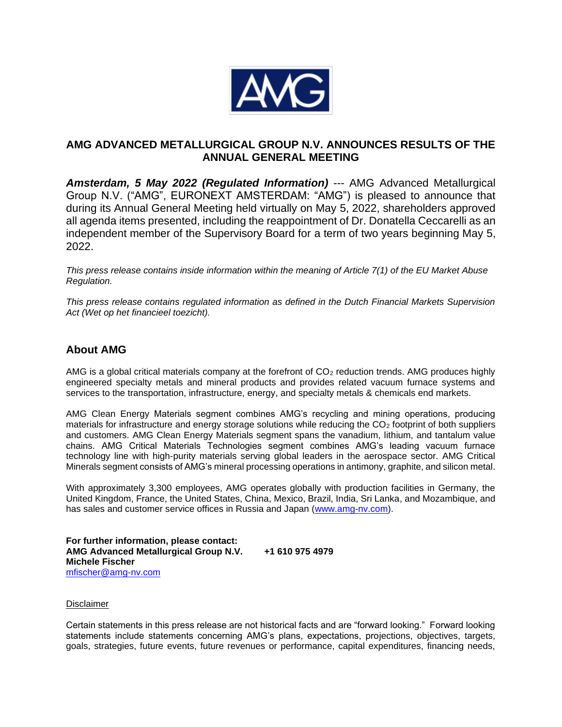# AMG ADVANCED METALLURGICAL GROUP N.V. ANNOUNCES RESULTS OF THE ANNUAL GENERAL MEETING

***Amsterdam, 5 May 2022 (Regulated Information)*** --- AMG Advanced Metallurgical Group N.V. ("AMG", EURONEXT AMSTERDAM: "AMG") is pleased to announce that during its Annual General Meeting held virtually on May 5, 2022, shareholders approved all agenda items presented, including the reappointment of Dr. Donatella Ceccarelli as an independent member of the Supervisory Board for a term of two years beginning May 5, 2022.

*This press release contains inside information within the meaning of Article 7(1) of the EU Market Abuse Regulation.*

*This press release contains regulated information as defined in the Dutch Financial Markets Supervision Act (Wet op het financieel toezicht).*

## About AMG

AMG is a global critical materials company at the forefront of $CO_2$ reduction trends. AMG produces highly engineered specialty metals and mineral products and provides related vacuum furnace systems and services to the transportation, infrastructure, energy, and specialty metals & chemicals end markets.

AMG Clean Energy Materials segment combines AMG's recycling and mining operations, producing materials for infrastructure and energy storage solutions while reducing the $CO_2$ footprint of both suppliers and customers. AMG Clean Energy Materials segment spans the vanadium, lithium, and tantalum value chains. AMG Critical Materials Technologies segment combines AMG's leading vacuum furnace technology line with high-purity materials serving global leaders in the aerospace sector. AMG Critical Minerals segment consists of AMG's mineral processing operations in antimony, graphite, and silicon metal.

With approximately 3,300 employees, AMG operates globally with production facilities in Germany, the United Kingdom, France, the United States, China, Mexico, Brazil, India, Sri Lanka, and Mozambique, and has sales and customer service offices in Russia and Japan (www.amg-nv.com).

**For further information, please contact:**
**AMG Advanced Metallurgical Group N.V.** **+1 610 975 4979**
**Michele Fischer**
mfischer@amg-nv.com

Disclaimer

Certain statements in this press release are not historical facts and are "forward looking." Forward looking statements include statements concerning AMG's plans, expectations, projections, objectives, targets, goals, strategies, future events, future revenues or performance, capital expenditures, financing needs,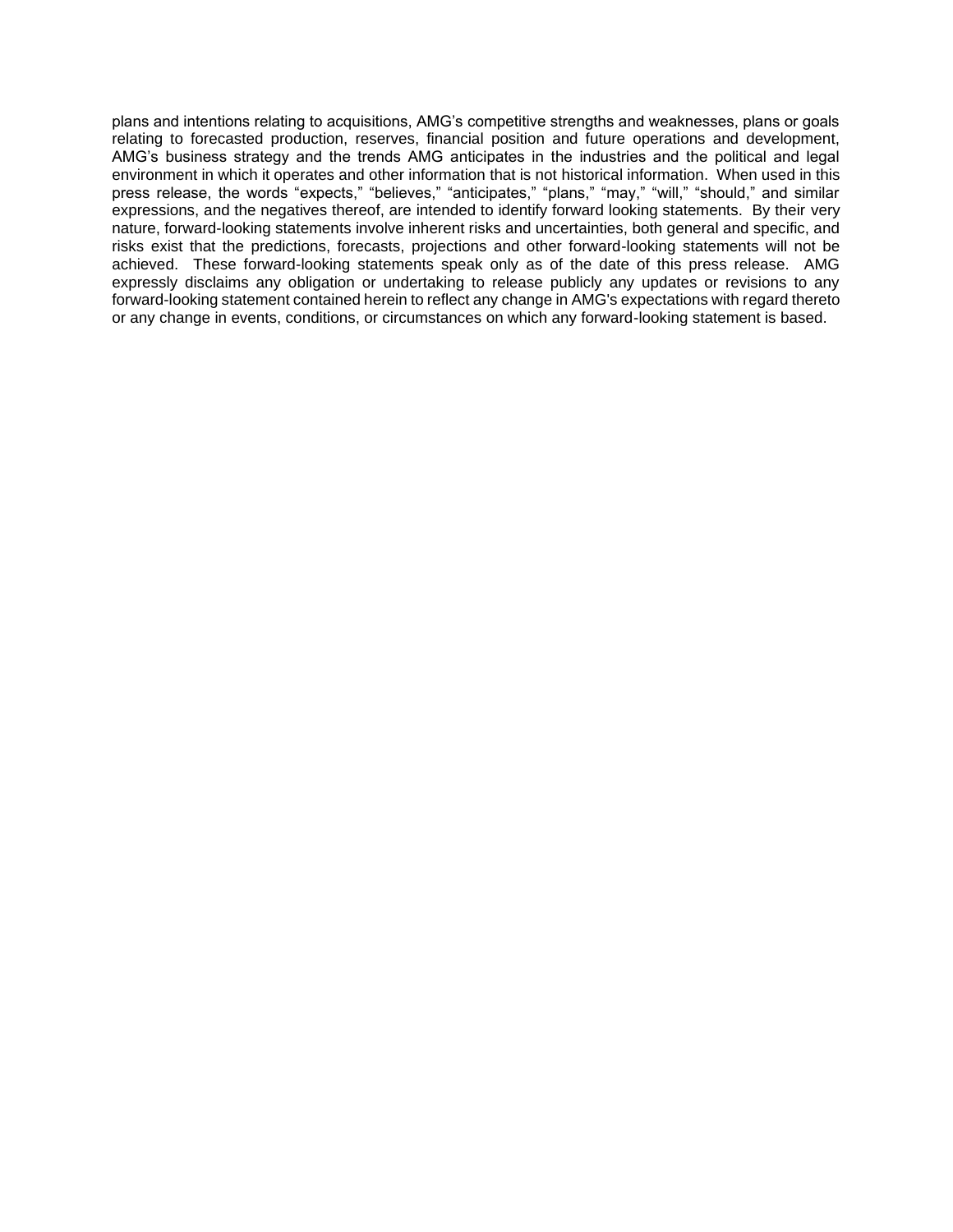plans and intentions relating to acquisitions, AMG's competitive strengths and weaknesses, plans or goals relating to forecasted production, reserves, financial position and future operations and development, AMG's business strategy and the trends AMG anticipates in the industries and the political and legal environment in which it operates and other information that is not historical information. When used in this press release, the words "expects," "believes," "anticipates," "plans," "may," "will," "should," and similar expressions, and the negatives thereof, are intended to identify forward looking statements. By their very nature, forward-looking statements involve inherent risks and uncertainties, both general and specific, and risks exist that the predictions, forecasts, projections and other forward-looking statements will not be achieved. These forward-looking statements speak only as of the date of this press release. AMG expressly disclaims any obligation or undertaking to release publicly any updates or revisions to any forward-looking statement contained herein to reflect any change in AMG's expectations with regard thereto or any change in events, conditions, or circumstances on which any forward-looking statement is based.